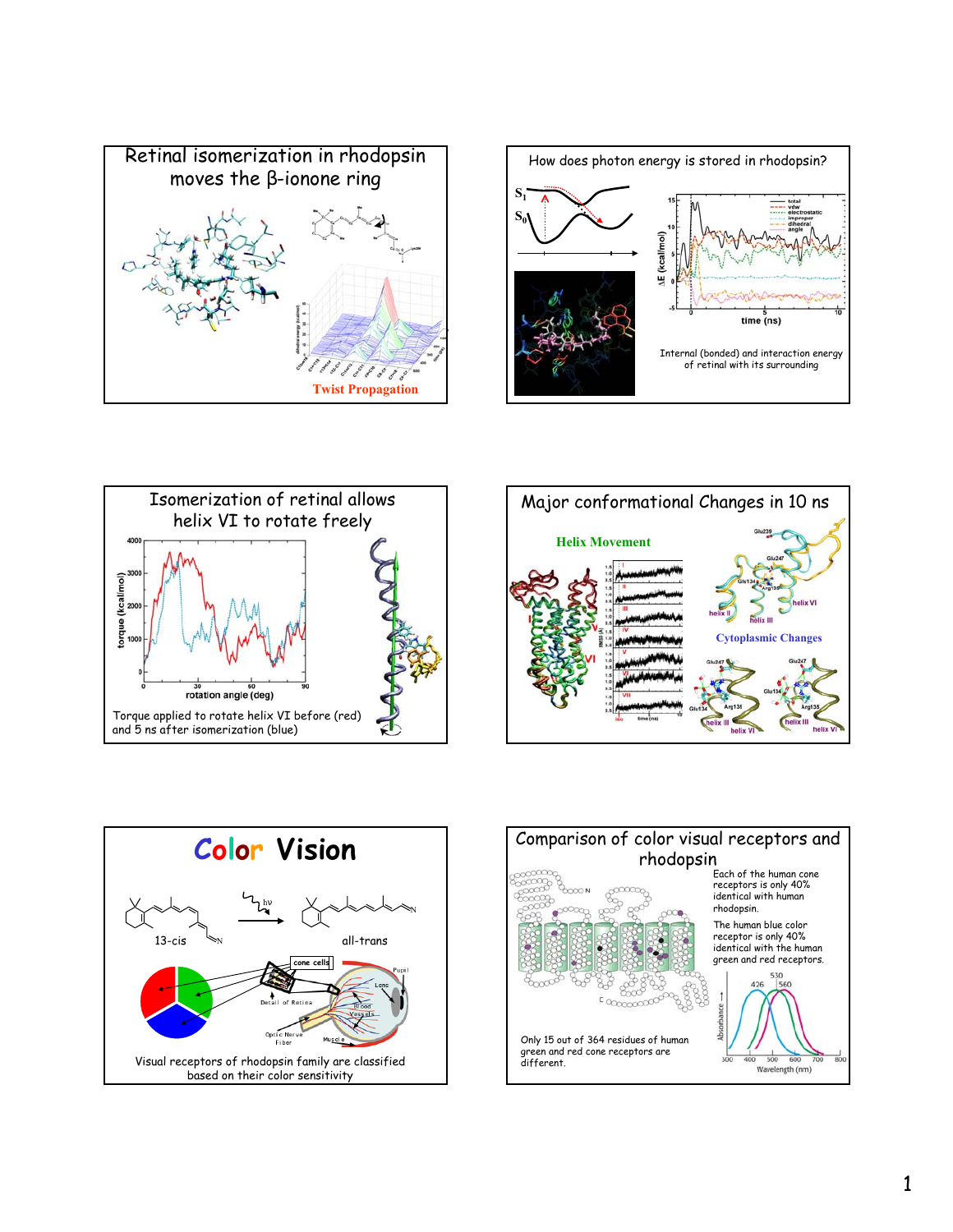## Retinal isomerization in rhodopsin moves the β-ionone ring

Twist Propagation

## How does photon energy is stored in rhodopsin?

Internal (bonded) and interaction energy of retinal with its surrounding

## Isomerization of retinal allows helix VI to rotate freely

Torque applied to rotate helix VI before (red) and 5 ns after isomerization (blue)

## Major conformational Changes in 10 ns

Helix Movement

Cytoplasmic Changes

## Color Vision

13-cis → hν → all-trans

Visual receptors of rhodopsin family are classified based on their color sensitivity

## Comparison of color visual receptors and rhodopsin

Each of the human cone receptors is only 40% identical with human rhodopsin.

The human blue color receptor is only 40% identical with the human green and red receptors.

Only 15 out of 364 residues of human green and red cone receptors are different.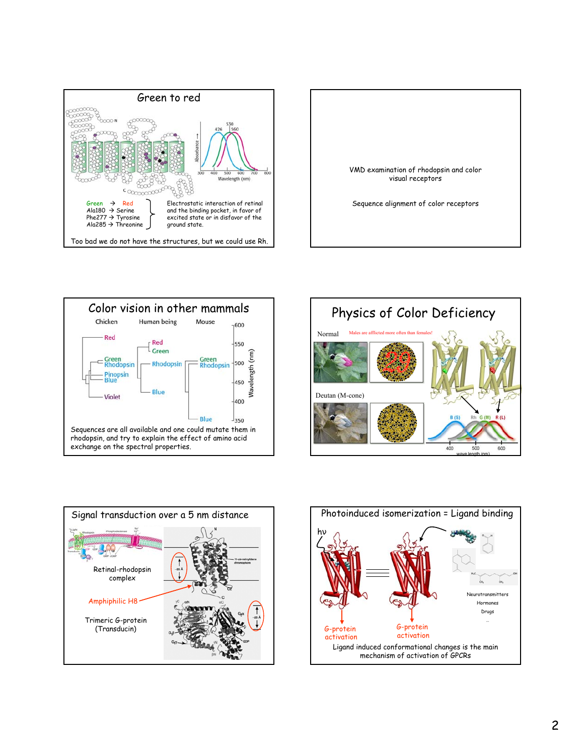## Green to red

| Green → Red | |
|---|---|
| Ala180 → Serine | Electrostatic interaction of retinal and the binding pocket, in favor of excited state or in disfavor of the ground state. |
| Phe277 → Tyrosine | |
| Ala285 → Threonine | |

Too bad we do not have the structures, but we could use Rh.

---

VMD examination of rhodopsin and color visual receptors

Sequence alignment of color receptors

---

## Color vision in other mammals

Chicken — Human being — Mouse

Sequences are all available and one could mutate them in rhodopsin, and try to explain the effect of amino acid exchange on the spectral properties.

---

## Physics of Color Deficiency

Normal — Males are afflicted more often than females!

Deutan (M-cone)

---

## Signal transduction over a 5 nm distance

Retinal-rhodopsin complex

Amphiphilic H8

Trimeric G-protein (Transducin)

---

## Photoinduced isomerization = Ligand binding

hν

G-protein activation — G-protein activation

Neurotransmitters
Hormones
Drugs
...

Ligand induced conformational changes is the main mechanism of activation of GPCRs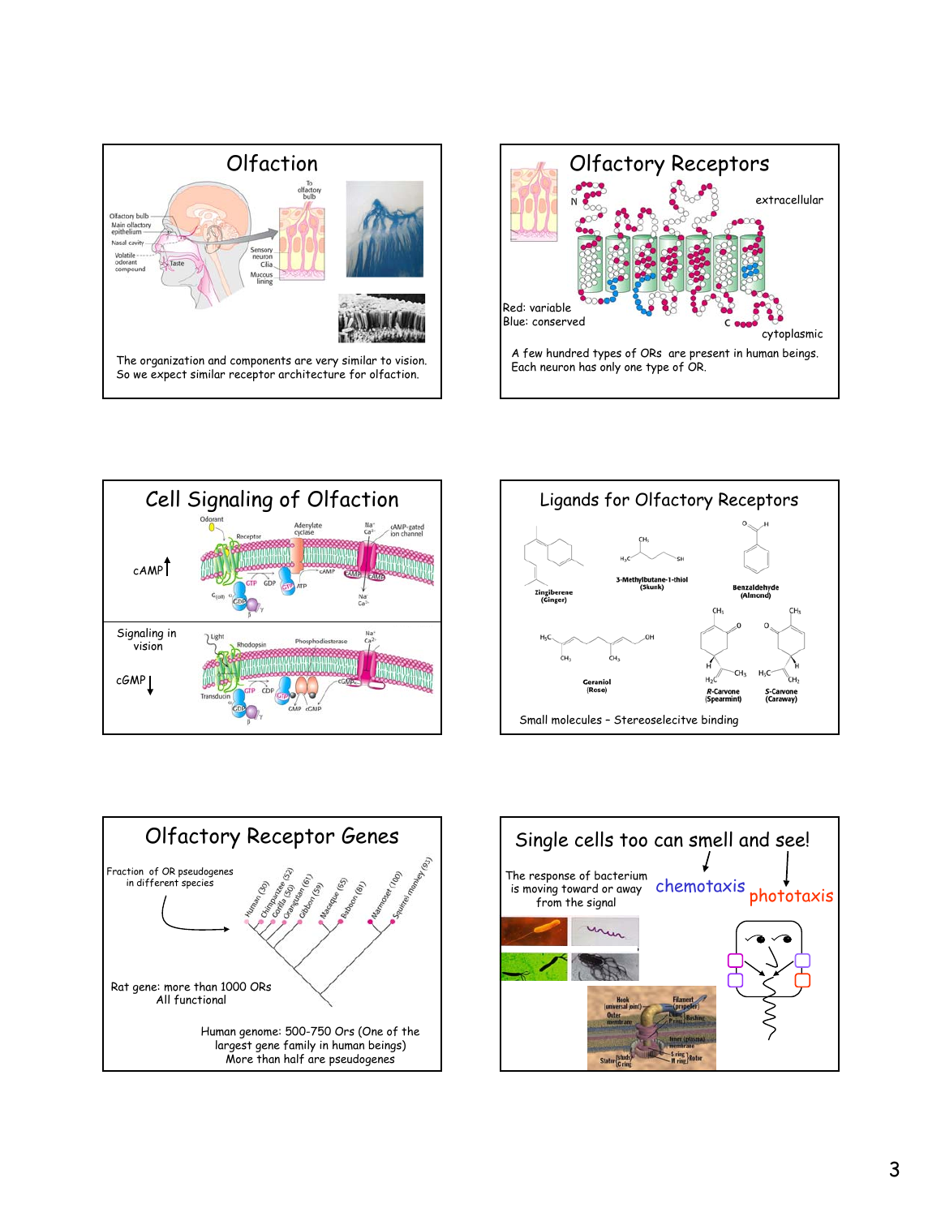## Olfaction

The organization and components are very similar to vision.
So we expect similar receptor architecture for olfaction.

## Olfactory Receptors

extracellular

cytoplasmic

Red: variable
Blue: conserved

A few hundred types of ORs are present in human beings.
Each neuron has only one type of OR.

## Cell Signaling of Olfaction

cAMP ↑

Signaling in vision

cGMP ↓

## Ligands for Olfactory Receptors

Zingiberene (Ginger)

3-Methylbutane-1-thiol (Skunk)

Benzaldehyde (Almond)

Geraniol (Rose)

R-Carvone (Spearmint)

S-Carvone (Caraway)

Small molecules – Stereoselecitve binding

## Olfactory Receptor Genes

Fraction of OR pseudogenes in different species

Human (30), Chimpanzee (52), Gorilla (50), Orangutan (61), Gibbon (59), Macaque (65), Baboon (61), Marmoset (100), Squirrel monkey (93)

Rat gene: more than 1000 ORs
All functional

Human genome: 500-750 Ors (One of the largest gene family in human beings)
More than half are pseudogenes

## Single cells too can smell and see!

The response of bacterium is moving toward or away from the signal

chemotaxis

phototaxis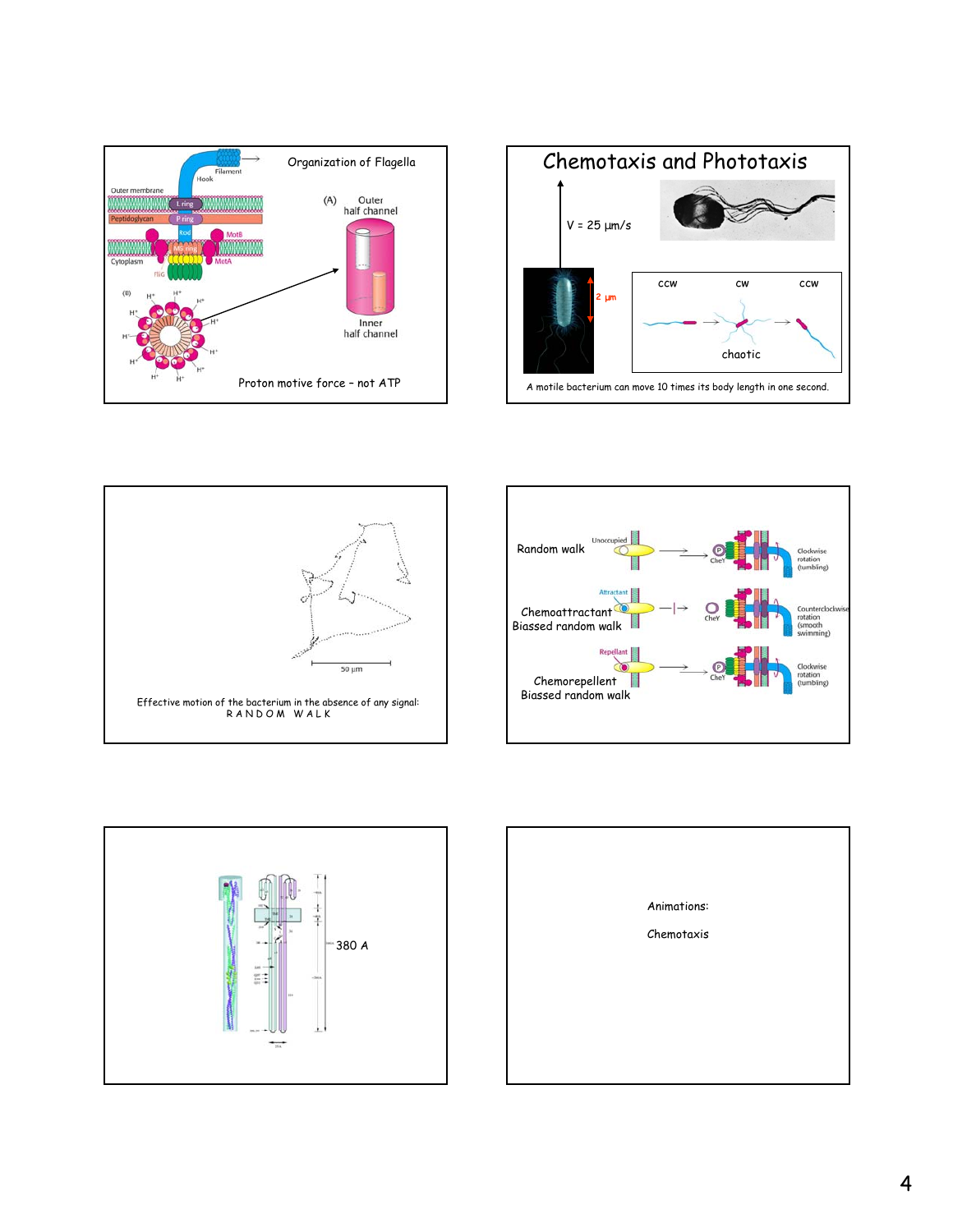## Organization of Flagella

Filament

Hook

Outer membrane

L ring

Peptidoglycan

P ring

Rod

MotB

MS ring

Cytoplasm

MotA

FliG

(A) Outer half channel

Inner half channel

(B)

Proton motive force – not ATP

## Chemotaxis and Phototaxis

V = 25 μm/s

2 μm

CCW CW CCW

chaotic

A motile bacterium can move 10 times its body length in one second.

50 μm

Effective motion of the bacterium in the absence of any signal:
R A N D O M  W A L K

Random walk

Unoccupied

CheY

Clockwise rotation (tumbling)

Attractant

Chemoattractant
Biassed random walk

CheY

Counterclockwise rotation (smooth swimming)

Repellant

Chemorepellent
Biassed random walk

CheY

Clockwise rotation (tumbling)

380 A

Animations:

Chemotaxis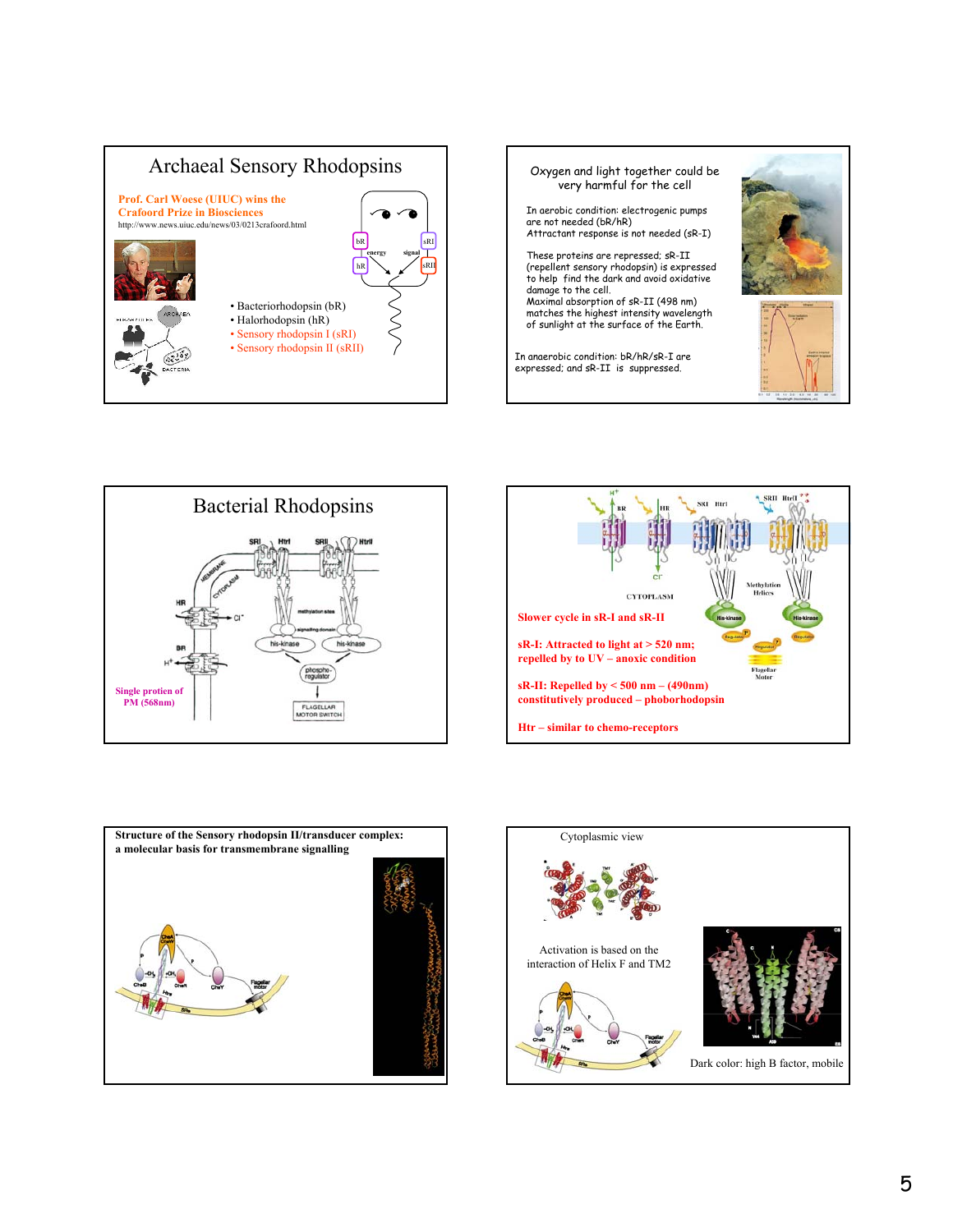## Archaeal Sensory Rhodopsins

**Prof. Carl Woese (UIUC) wins the Crafoord Prize in Biosciences**

http://www.news.uiuc.edu/news/03/0213crafoord.html

- Bacteriorhodopsin (bR)
- Halorhodopsin (hR)
- Sensory rhodopsin I (sRI)
- Sensory rhodopsin II (sRII)

---

Oxygen and light together could be very harmful for the cell

In aerobic condition: electrogenic pumps are not needed (bR/hR)
Attractant response is not needed (sR-I)

These proteins are repressed; sR-II (repellent sensory rhodopsin) is expressed to help find the dark and avoid oxidative damage to the cell.
Maximal absorption of sR-II (498 nm) matches the highest intensity wavelength of sunlight at the surface of the Earth.

In anaerobic condition: bR/hR/sR-I are expressed; and sR-II is suppressed.

---

## Bacterial Rhodopsins

Single protien of PM (568nm)

---

Slower cycle in sR-I and sR-II

sR-I: Attracted to light at > 520 nm; repelled by to UV – anoxic condition

sR-II: Repelled by < 500 nm – (490nm) constitutively produced – phoborhodopsin

Htr – similar to chemo-receptors

---

**Structure of the Sensory rhodopsin II/transducer complex: a molecular basis for transmembrane signalling**

---

Cytoplasmic view

Activation is based on the interaction of Helix F and TM2

Dark color: high B factor, mobile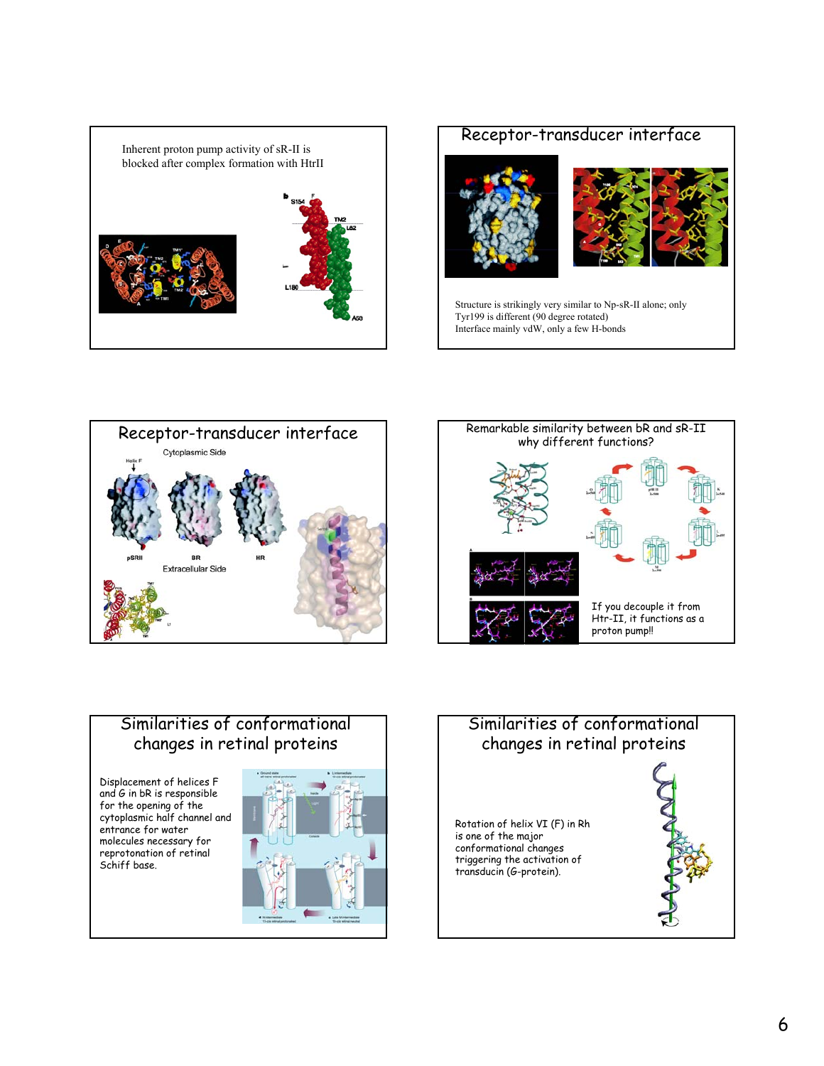Inherent proton pump activity of sR-II is blocked after complex formation with HtrII

## Receptor-transducer interface

Structure is strikingly very similar to Np-sR-II alone; only Tyr199 is different (90 degree rotated)
Interface mainly vdW, only a few H-bonds

## Receptor-transducer interface

## Remarkable similarity between bR and sR-II why different functions?

If you decouple it from Htr-II, it functions as a proton pump!!

## Similarities of conformational changes in retinal proteins

Displacement of helices F and G in bR is responsible for the opening of the cytoplasmic half channel and entrance for water molecules necessary for reprotonation of retinal Schiff base.

## Similarities of conformational changes in retinal proteins

Rotation of helix VI (F) in Rh is one of the major conformational changes triggering the activation of transducin (G-protein).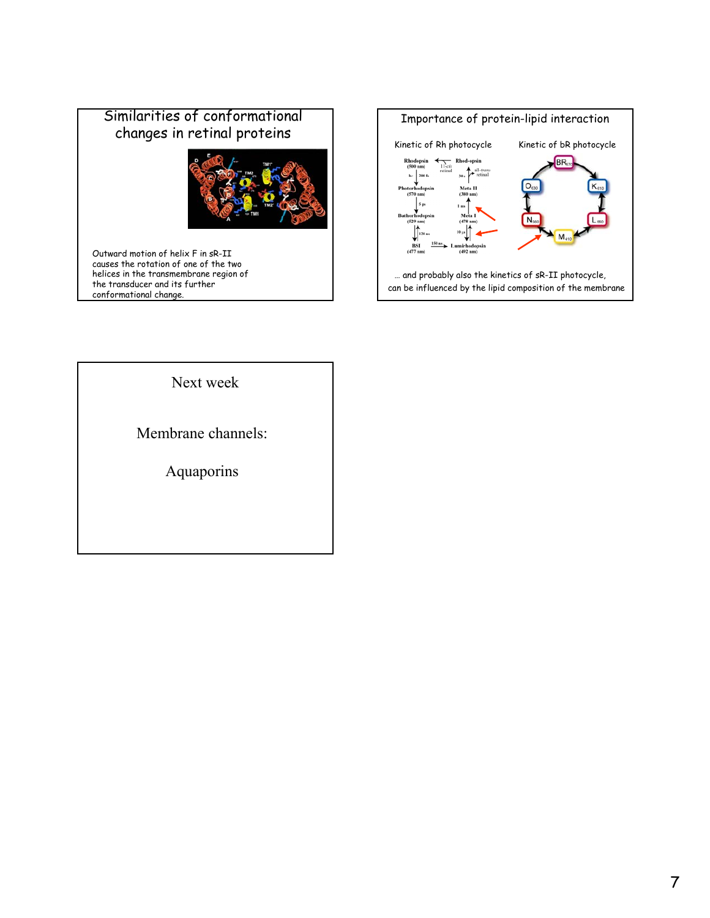## Similarities of conformational changes in retinal proteins

Outward motion of helix F in sR-II causes the rotation of one of the two helices in the transmembrane region of the transducer and its further conformational change.

## Importance of protein-lipid interaction

Kinetic of Rh photocycle

Rhodopsin (500 nm)
hν
200 fs
Photorhodopsin (570 nm)
5 ps
Bathorhodopsin (529 nm)
120 ns
BSI (477 nm)
150 ns
Lumirhodopsin (492 nm)
10 µs
Meta I (478 nm)
1 ms
Meta II (380 nm)
30 s
all-trans retinal
Rhodopsin
11-cis retinal

Kinetic of bR photocycle

$BR_{570}$
$K_{610}$
$L_{550}$
$M_{410}$
$N_{560}$
$O_{630}$

… and probably also the kinetics of sR-II photocycle, can be influenced by the lipid composition of the membrane

## Next week

Membrane channels:

Aquaporins